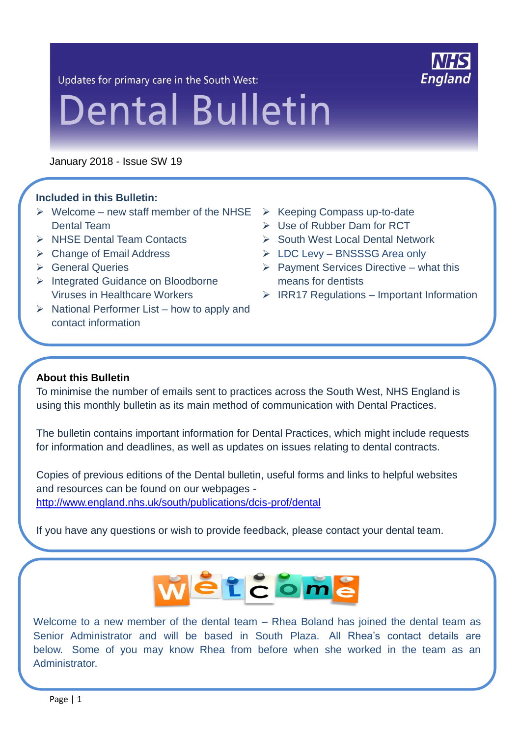Updates for primary care in the South West:

# Dental Bulletin

NHS England

January 2018 - Issue SW 19

**Included in this Bulletin:**

- Welcome – new staff member of the NHSE Dental Team
- NHSE Dental Team Contacts
- Change of Email Address
- General Queries
- Integrated Guidance on Bloodborne Viruses in Healthcare Workers
- National Performer List – how to apply and contact information
- Keeping Compass up-to-date
- Use of Rubber Dam for RCT
- South West Local Dental Network
- LDC Levy – BNSSSG Area only
- Payment Services Directive – what this means for dentists
- IRR17 Regulations – Important Information

**About this Bulletin**

To minimise the number of emails sent to practices across the South West, NHS England is using this monthly bulletin as its main method of communication with Dental Practices.

The bulletin contains important information for Dental Practices, which might include requests for information and deadlines, as well as updates on issues relating to dental contracts.

Copies of previous editions of the Dental bulletin, useful forms and links to helpful websites and resources can be found on our webpages - http://www.england.nhs.uk/south/publications/dcis-prof/dental

If you have any questions or wish to provide feedback, please contact your dental team.

WELCOME

Welcome to a new member of the dental team – Rhea Boland has joined the dental team as Senior Administrator and will be based in South Plaza. All Rhea's contact details are below. Some of you may know Rhea from before when she worked in the team as an Administrator.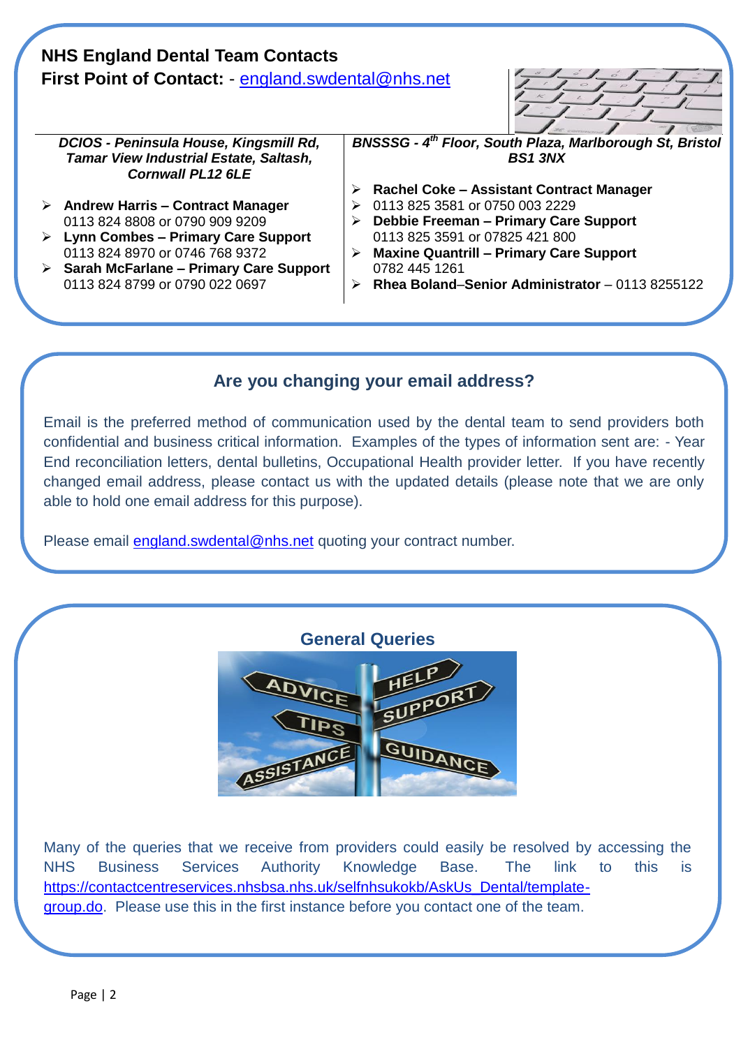## NHS England Dental Team Contacts

**First Point of Contact:** - england.swdental@nhs.net

***DCIOS - Peninsula House, Kingsmill Rd, Tamar View Industrial Estate, Saltash, Cornwall PL12 6LE***

- **Andrew Harris – Contract Manager**
  0113 824 8808 or 0790 909 9209
- **Lynn Combes – Primary Care Support**
  0113 824 8970 or 0746 768 9372
- **Sarah McFarlane – Primary Care Support**
  0113 824 8799 or 0790 022 0697

***BNSSSG - 4th Floor, South Plaza, Marlborough St, Bristol BS1 3NX***

- **Rachel Coke – Assistant Contract Manager**
- 0113 825 3581 or 0750 003 2229
- **Debbie Freeman – Primary Care Support**
  0113 825 3591 or 07825 421 800
- **Maxine Quantrill – Primary Care Support**
  0782 445 1261
- **Rhea Boland–Senior Administrator** – 0113 8255122

## Are you changing your email address?

Email is the preferred method of communication used by the dental team to send providers both confidential and business critical information. Examples of the types of information sent are: - Year End reconciliation letters, dental bulletins, Occupational Health provider letter. If you have recently changed email address, please contact us with the updated details (please note that we are only able to hold one email address for this purpose).

Please email england.swdental@nhs.net quoting your contract number.

## General Queries

Many of the queries that we receive from providers could easily be resolved by accessing the NHS Business Services Authority Knowledge Base. The link to this is https://contactcentreservices.nhsbsa.nhs.uk/selfnhsukokb/AskUs_Dental/template-group.do. Please use this in the first instance before you contact one of the team.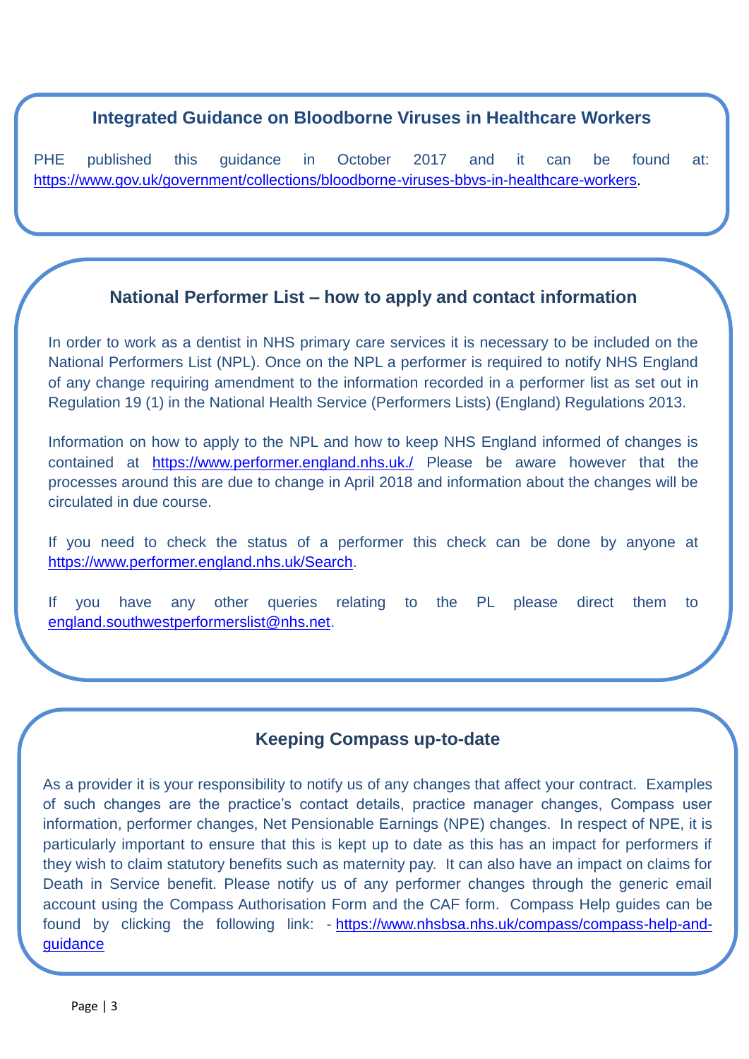## Integrated Guidance on Bloodborne Viruses in Healthcare Workers

PHE published this guidance in October 2017 and it can be found at: https://www.gov.uk/government/collections/bloodborne-viruses-bbvs-in-healthcare-workers.

## National Performer List – how to apply and contact information

In order to work as a dentist in NHS primary care services it is necessary to be included on the National Performers List (NPL). Once on the NPL a performer is required to notify NHS England of any change requiring amendment to the information recorded in a performer list as set out in Regulation 19 (1) in the National Health Service (Performers Lists) (England) Regulations 2013.

Information on how to apply to the NPL and how to keep NHS England informed of changes is contained at https://www.performer.england.nhs.uk./ Please be aware however that the processes around this are due to change in April 2018 and information about the changes will be circulated in due course.

If you need to check the status of a performer this check can be done by anyone at https://www.performer.england.nhs.uk/Search.

If you have any other queries relating to the PL please direct them to england.southwestperformerslist@nhs.net.

## Keeping Compass up-to-date

As a provider it is your responsibility to notify us of any changes that affect your contract. Examples of such changes are the practice's contact details, practice manager changes, Compass user information, performer changes, Net Pensionable Earnings (NPE) changes. In respect of NPE, it is particularly important to ensure that this is kept up to date as this has an impact for performers if they wish to claim statutory benefits such as maternity pay. It can also have an impact on claims for Death in Service benefit. Please notify us of any performer changes through the generic email account using the Compass Authorisation Form and the CAF form. Compass Help guides can be found by clicking the following link: - https://www.nhsbsa.nhs.uk/compass/compass-help-and-guidance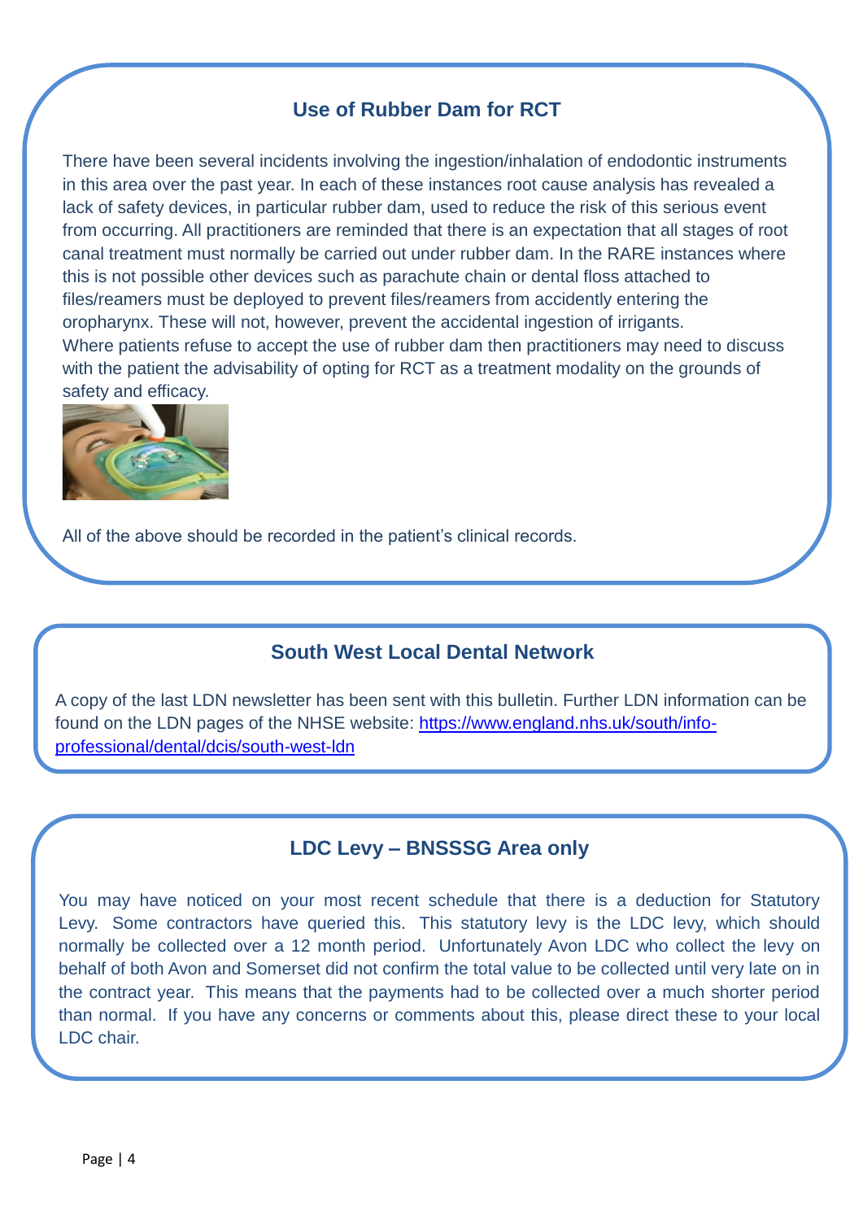## Use of Rubber Dam for RCT

There have been several incidents involving the ingestion/inhalation of endodontic instruments in this area over the past year. In each of these instances root cause analysis has revealed a lack of safety devices, in particular rubber dam, used to reduce the risk of this serious event from occurring. All practitioners are reminded that there is an expectation that all stages of root canal treatment must normally be carried out under rubber dam. In the RARE instances where this is not possible other devices such as parachute chain or dental floss attached to files/reamers must be deployed to prevent files/reamers from accidently entering the oropharynx. These will not, however, prevent the accidental ingestion of irrigants.
Where patients refuse to accept the use of rubber dam then practitioners may need to discuss with the patient the advisability of opting for RCT as a treatment modality on the grounds of safety and efficacy.

All of the above should be recorded in the patient's clinical records.

## South West Local Dental Network

A copy of the last LDN newsletter has been sent with this bulletin. Further LDN information can be found on the LDN pages of the NHSE website: [https://www.england.nhs.uk/south/info-professional/dental/dcis/south-west-ldn](https://www.england.nhs.uk/south/info-professional/dental/dcis/south-west-ldn)

## LDC Levy – BNSSSG Area only

You may have noticed on your most recent schedule that there is a deduction for Statutory Levy. Some contractors have queried this. This statutory levy is the LDC levy, which should normally be collected over a 12 month period. Unfortunately Avon LDC who collect the levy on behalf of both Avon and Somerset did not confirm the total value to be collected until very late on in the contract year. This means that the payments had to be collected over a much shorter period than normal. If you have any concerns or comments about this, please direct these to your local LDC chair.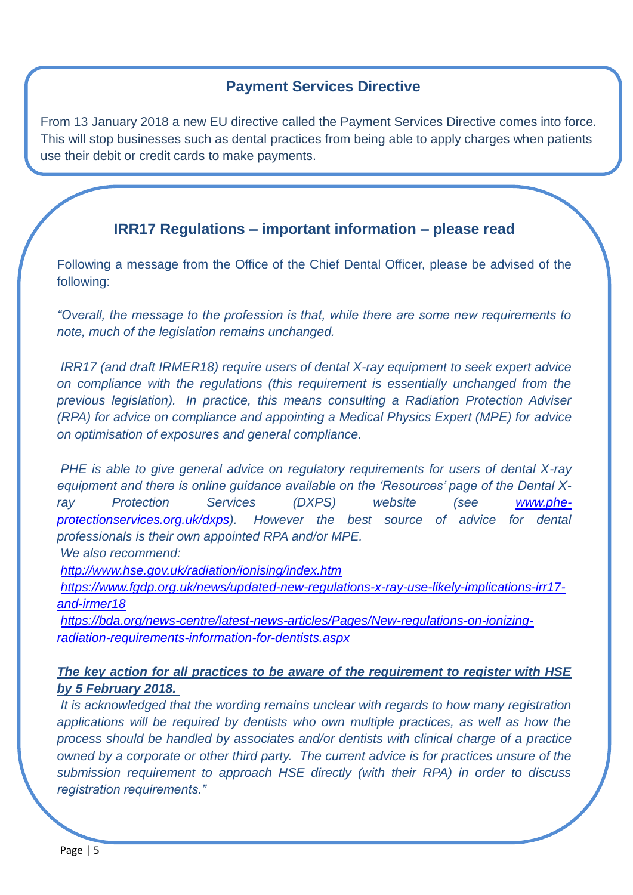## Payment Services Directive

From 13 January 2018 a new EU directive called the Payment Services Directive comes into force. This will stop businesses such as dental practices from being able to apply charges when patients use their debit or credit cards to make payments.

## IRR17 Regulations – important information – please read

Following a message from the Office of the Chief Dental Officer, please be advised of the following:

*"Overall, the message to the profession is that, while there are some new requirements to note, much of the legislation remains unchanged.*

*IRR17 (and draft IRMER18) require users of dental X-ray equipment to seek expert advice on compliance with the regulations (this requirement is essentially unchanged from the previous legislation). In practice, this means consulting a Radiation Protection Adviser (RPA) for advice on compliance and appointing a Medical Physics Expert (MPE) for advice on optimisation of exposures and general compliance.*

*PHE is able to give general advice on regulatory requirements for users of dental X-ray equipment and there is online guidance available on the 'Resources' page of the Dental X-ray Protection Services (DXPS) website (see www.phe-protectionservices.org.uk/dxps). However the best source of advice for dental professionals is their own appointed RPA and/or MPE.*

*We also recommend:*

*http://www.hse.gov.uk/radiation/ionising/index.htm*

*https://www.fgdp.org.uk/news/updated-new-regulations-x-ray-use-likely-implications-irr17-and-irmer18*

*https://bda.org/news-centre/latest-news-articles/Pages/New-regulations-on-ionizing-radiation-requirements-information-for-dentists.aspx*

***The key action for all practices to be aware of the requirement to register with HSE by 5 February 2018.***

*It is acknowledged that the wording remains unclear with regards to how many registration applications will be required by dentists who own multiple practices, as well as how the process should be handled by associates and/or dentists with clinical charge of a practice owned by a corporate or other third party. The current advice is for practices unsure of the submission requirement to approach HSE directly (with their RPA) in order to discuss registration requirements."*